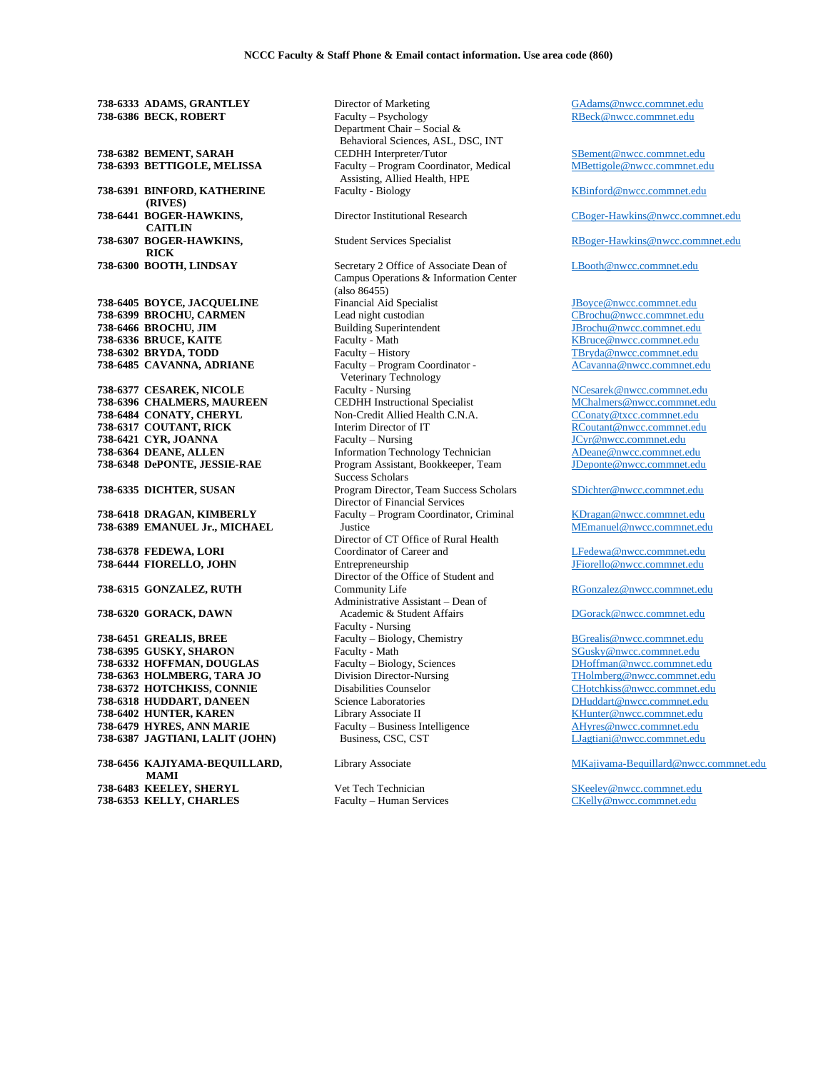**NCCC Faculty & Staff Phone & Email contact information. Use area code (860)**

| Phone | Name | Title | Email |
|---|---|---|---|
| 738-6333 | **ADAMS, GRANTLEY** | Director of Marketing | GAdams@nwcc.commnet.edu |
| 738-6386 | **BECK, ROBERT** | Faculty – Psychology | RBeck@nwcc.commnet.edu |
| | | Department Chair – Social & Behavioral Sciences, ASL, DSC, INT | |
| 738-6382 | **BEMENT, SARAH** | CEDHH Interpreter/Tutor | SBement@nwcc.commnet.edu |
| 738-6393 | **BETTIGOLE, MELISSA** | Faculty – Program Coordinator, Medical Assisting, Allied Health, HPE | MBettigole@nwcc.commnet.edu |
| 738-6391 | **BINFORD, KATHERINE (RIVES)** | Faculty - Biology | KBinford@nwcc.commnet.edu |
| 738-6441 | **BOGER-HAWKINS, CAITLIN** | Director Institutional Research | CBoger-Hawkins@nwcc.commnet.edu |
| 738-6307 | **BOGER-HAWKINS, RICK** | Student Services Specialist | RBoger-Hawkins@nwcc.commnet.edu |
| 738-6300 | **BOOTH, LINDSAY** | Secretary 2 Office of Associate Dean of Campus Operations & Information Center (also 86455) | LBooth@nwcc.commnet.edu |
| 738-6405 | **BOYCE, JACQUELINE** | Financial Aid Specialist | JBoyce@nwcc.commnet.edu |
| 738-6399 | **BROCHU, CARMEN** | Lead night custodian | CBrochu@nwcc.commnet.edu |
| 738-6466 | **BROCHU, JIM** | Building Superintendent | JBrochu@nwcc.commnet.edu |
| 738-6336 | **BRUCE, KAITE** | Faculty - Math | KBruce@nwcc.commnet.edu |
| 738-6302 | **BRYDA, TODD** | Faculty – History | TBryda@nwcc.commnet.edu |
| 738-6485 | **CAVANNA, ADRIANE** | Faculty – Program Coordinator - Veterinary Technology | ACavanna@nwcc.commnet.edu |
| 738-6377 | **CESAREK, NICOLE** | Faculty - Nursing | NCesarek@nwcc.commnet.edu |
| 738-6396 | **CHALMERS, MAUREEN** | CEDHH Instructional Specialist | MChalmers@nwcc.commnet.edu |
| 738-6484 | **CONATY, CHERYL** | Non-Credit Allied Health C.N.A. | CConaty@txcc.commnet.edu |
| 738-6317 | **COUTANT, RICK** | Interim Director of IT | RCoutant@nwcc.commnet.edu |
| 738-6421 | **CYR, JOANNA** | Faculty – Nursing | JCyr@nwcc.commnet.edu |
| 738-6364 | **DEANE, ALLEN** | Information Technology Technician | ADeane@nwcc.commnet.edu |
| 738-6348 | **DePONTE, JESSIE-RAE** | Program Assistant, Bookkeeper, Team Success Scholars | JDeponte@nwcc.commnet.edu |
| 738-6335 | **DICHTER, SUSAN** | Program Director, Team Success Scholars | SDichter@nwcc.commnet.edu |
| | | Director of Financial Services | |
| 738-6418 | **DRAGAN, KIMBERLY** | Faculty – Program Coordinator, Criminal Justice | KDragan@nwcc.commnet.edu |
| 738-6389 | **EMANUEL Jr., MICHAEL** | | MEmanuel@nwcc.commnet.edu |
| | | Director of CT Office of Rural Health | |
| 738-6378 | **FEDEWA, LORI** | Coordinator of Career and | LFedewa@nwcc.commnet.edu |
| 738-6444 | **FIORELLO, JOHN** | Entrepreneurship | JFiorello@nwcc.commnet.edu |
| | | Director of the Office of Student and | |
| 738-6315 | **GONZALEZ, RUTH** | Community Life | RGonzalez@nwcc.commnet.edu |
| | | Administrative Assistant – Dean of | |
| 738-6320 | **GORACK, DAWN** | Academic & Student Affairs | DGorack@nwcc.commnet.edu |
| | | Faculty - Nursing | |
| 738-6451 | **GREALIS, BREE** | Faculty – Biology, Chemistry | BGrealis@nwcc.commnet.edu |
| 738-6395 | **GUSKY, SHARON** | Faculty - Math | SGusky@nwcc.commnet.edu |
| 738-6332 | **HOFFMAN, DOUGLAS** | Faculty – Biology, Sciences | DHoffman@nwcc.commnet.edu |
| 738-6363 | **HOLMBERG, TARA JO** | Division Director-Nursing | THolmberg@nwcc.commnet.edu |
| 738-6372 | **HOTCHKISS, CONNIE** | Disabilities Counselor | CHotchkiss@nwcc.commnet.edu |
| 738-6318 | **HUDDART, DANEEN** | Science Laboratories | DHuddart@nwcc.commnet.edu |
| 738-6402 | **HUNTER, KAREN** | Library Associate II | KHunter@nwcc.commnet.edu |
| 738-6479 | **HYRES, ANN MARIE** | Faculty – Business Intelligence | AHyres@nwcc.commnet.edu |
| 738-6387 | **JAGTIANI, LALIT (JOHN)** | Business, CSC, CST | LJagtiani@nwcc.commnet.edu |
| 738-6456 | **KAJIYAMA-BEQUILLARD, MAMI** | Library Associate | MKajiyama-Bequillard@nwcc.commnet.edu |
| 738-6483 | **KEELEY, SHERYL** | Vet Tech Technician | SKeeley@nwcc.commnet.edu |
| 738-6353 | **KELLY, CHARLES** | Faculty – Human Services | CKelly@nwcc.commnet.edu |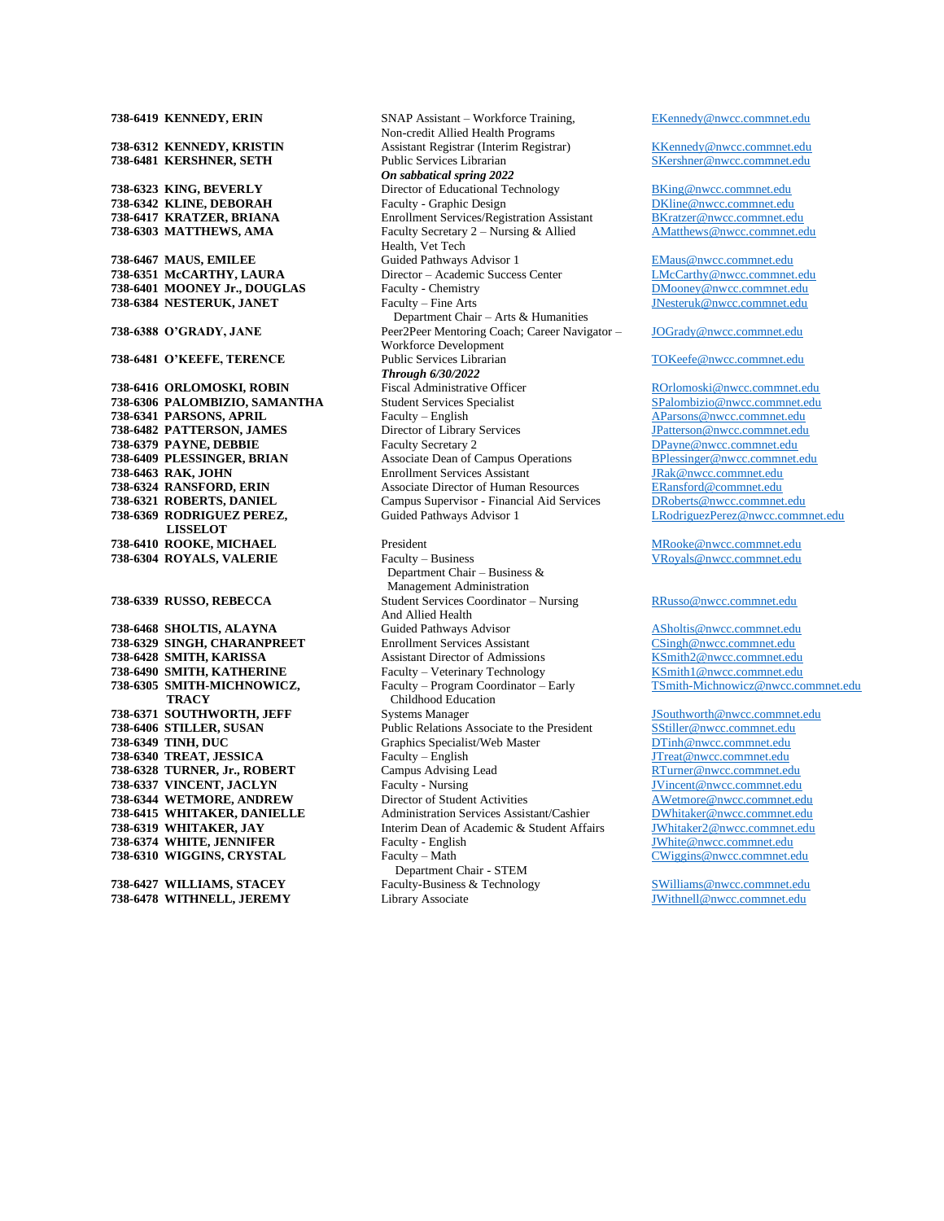| | | | |
|---|---|---|---|
| 738-6419 | **KENNEDY, ERIN** | SNAP Assistant – Workforce Training, Non-credit Allied Health Programs | EKennedy@nwcc.commnet.edu |
| 738-6312 | **KENNEDY, KRISTIN** | Assistant Registrar (Interim Registrar) | KKennedy@nwcc.commnet.edu |
| 738-6481 | **KERSHNER, SETH** | Public Services Librarian ***On sabbatical spring 2022*** | SKershner@nwcc.commnet.edu |
| 738-6323 | **KING, BEVERLY** | Director of Educational Technology | BKing@nwcc.commnet.edu |
| 738-6342 | **KLINE, DEBORAH** | Faculty - Graphic Design | DKline@nwcc.commnet.edu |
| 738-6417 | **KRATZER, BRIANA** | Enrollment Services/Registration Assistant | BKratzer@nwcc.commnet.edu |
| 738-6303 | **MATTHEWS, AMA** | Faculty Secretary 2 – Nursing & Allied Health, Vet Tech | AMatthews@nwcc.commnet.edu |
| 738-6467 | **MAUS, EMILEE** | Guided Pathways Advisor 1 | EMaus@nwcc.commnet.edu |
| 738-6351 | **McCARTHY, LAURA** | Director – Academic Success Center | LMcCarthy@nwcc.commnet.edu |
| 738-6401 | **MOONEY Jr., DOUGLAS** | Faculty - Chemistry | DMooney@nwcc.commnet.edu |
| 738-6384 | **NESTERUK, JANET** | Faculty – Fine Arts; Department Chair – Arts & Humanities | JNesteruk@nwcc.commnet.edu |
| 738-6388 | **O'GRADY, JANE** | Peer2Peer Mentoring Coach; Career Navigator – Workforce Development | JOGrady@nwcc.commnet.edu |
| 738-6481 | **O'KEEFE, TERENCE** | Public Services Librarian ***Through 6/30/2022*** | TOKeefe@nwcc.commnet.edu |
| 738-6416 | **ORLOMOSKI, ROBIN** | Fiscal Administrative Officer | ROrlomoski@nwcc.commnet.edu |
| 738-6306 | **PALOMBIZIO, SAMANTHA** | Student Services Specialist | SPalombizio@nwcc.commnet.edu |
| 738-6341 | **PARSONS, APRIL** | Faculty – English | AParsons@nwcc.commnet.edu |
| 738-6482 | **PATTERSON, JAMES** | Director of Library Services | JPatterson@nwcc.commnet.edu |
| 738-6379 | **PAYNE, DEBBIE** | Faculty Secretary 2 | DPayne@nwcc.commnet.edu |
| 738-6409 | **PLESSINGER, BRIAN** | Associate Dean of Campus Operations | BPlessinger@nwcc.commnet.edu |
| 738-6463 | **RAK, JOHN** | Enrollment Services Assistant | JRak@nwcc.commnet.edu |
| 738-6324 | **RANSFORD, ERIN** | Associate Director of Human Resources | ERansford@commnet.edu |
| 738-6321 | **ROBERTS, DANIEL** | Campus Supervisor - Financial Aid Services | DRoberts@nwcc.commnet.edu |
| 738-6369 | **RODRIGUEZ PEREZ, LISSELOT** | Guided Pathways Advisor 1 | LRodriguezPerez@nwcc.commnet.edu |
| 738-6410 | **ROOKE, MICHAEL** | President | MRooke@nwcc.commnet.edu |
| 738-6304 | **ROYALS, VALERIE** | Faculty – Business; Department Chair – Business & Management Administration | VRoyals@nwcc.commnet.edu |
| 738-6339 | **RUSSO, REBECCA** | Student Services Coordinator – Nursing And Allied Health | RRusso@nwcc.commnet.edu |
| 738-6468 | **SHOLTIS, ALAYNA** | Guided Pathways Advisor | ASholtis@nwcc.commnet.edu |
| 738-6329 | **SINGH, CHARANPREET** | Enrollment Services Assistant | CSingh@nwcc.commnet.edu |
| 738-6428 | **SMITH, KARISSA** | Assistant Director of Admissions | KSmith2@nwcc.commnet.edu |
| 738-6490 | **SMITH, KATHERINE** | Faculty – Veterinary Technology | KSmith1@nwcc.commnet.edu |
| 738-6305 | **SMITH-MICHNOWICZ, TRACY** | Faculty – Program Coordinator – Early Childhood Education | TSmith-Michnowicz@nwcc.commnet.edu |
| 738-6371 | **SOUTHWORTH, JEFF** | Systems Manager | JSouthworth@nwcc.commnet.edu |
| 738-6406 | **STILLER, SUSAN** | Public Relations Associate to the President | SStiller@nwcc.commnet.edu |
| 738-6349 | **TINH, DUC** | Graphics Specialist/Web Master | DTinh@nwcc.commnet.edu |
| 738-6340 | **TREAT, JESSICA** | Faculty – English | JTreat@nwcc.commnet.edu |
| 738-6328 | **TURNER, Jr., ROBERT** | Campus Advising Lead | RTurner@nwcc.commnet.edu |
| 738-6337 | **VINCENT, JACLYN** | Faculty - Nursing | JVincent@nwcc.commnet.edu |
| 738-6344 | **WETMORE, ANDREW** | Director of Student Activities | AWetmore@nwcc.commnet.edu |
| 738-6415 | **WHITAKER, DANIELLE** | Administration Services Assistant/Cashier | DWhitaker@nwcc.commnet.edu |
| 738-6319 | **WHITAKER, JAY** | Interim Dean of Academic & Student Affairs | JWhitaker2@nwcc.commnet.edu |
| 738-6374 | **WHITE, JENNIFER** | Faculty - English | JWhite@nwcc.commnet.edu |
| 738-6310 | **WIGGINS, CRYSTAL** | Faculty – Math; Department Chair - STEM | CWiggins@nwcc.commnet.edu |
| 738-6427 | **WILLIAMS, STACEY** | Faculty-Business & Technology | SWilliams@nwcc.commnet.edu |
| 738-6478 | **WITHNELL, JEREMY** | Library Associate | JWithnell@nwcc.commnet.edu |